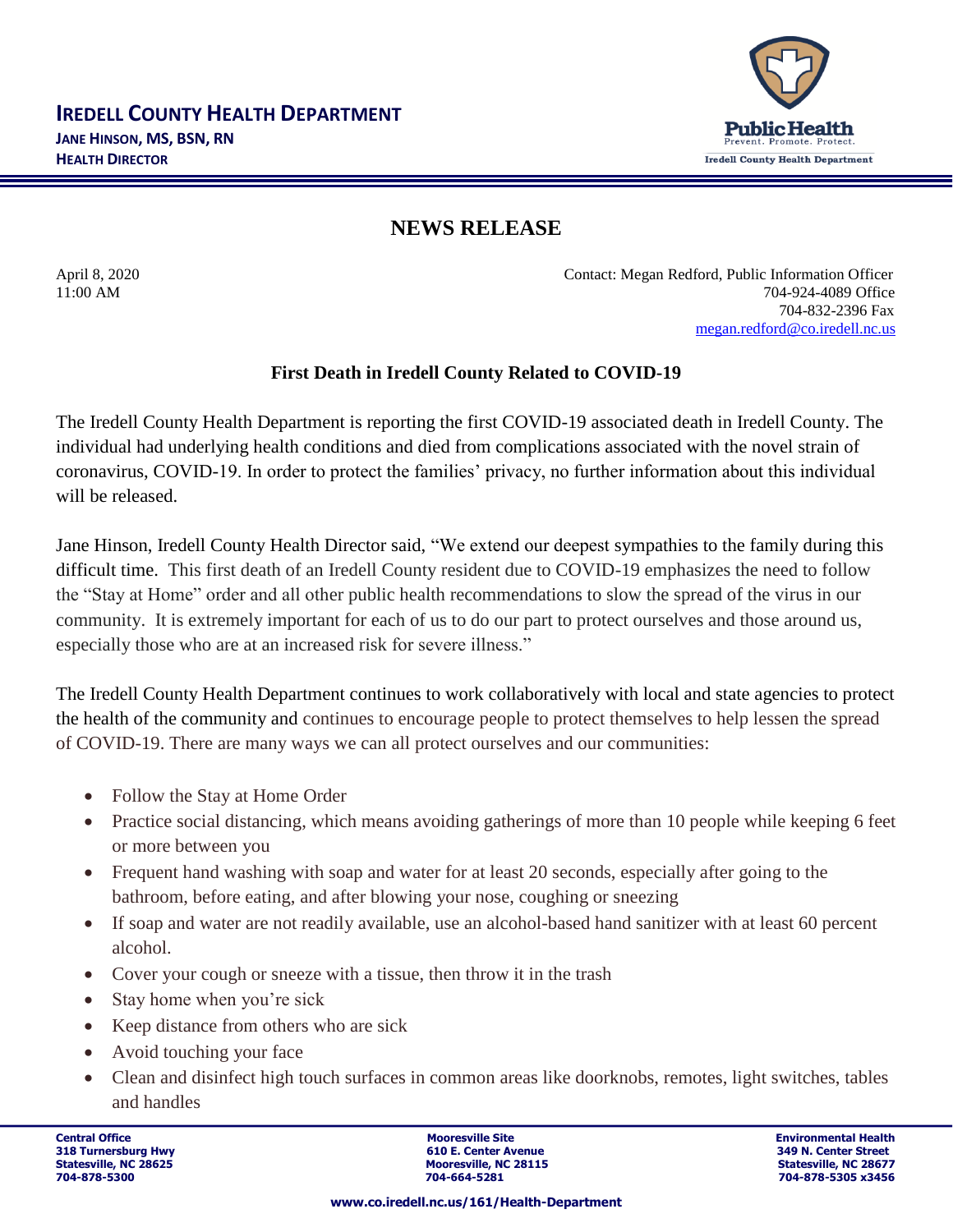# IREDELL COUNTY HEALTH DEPARTMENT

**JANE HINSON, MS, BSN, RN**
**HEALTH DIRECTOR**

Public Health
Prevent. Promote. Protect.
Iredell County Health Department

## NEWS RELEASE

April 8, 2020
11:00 AM

Contact: Megan Redford, Public Information Officer
704-924-4089 Office
704-832-2396 Fax
megan.redford@co.iredell.nc.us

### First Death in Iredell County Related to COVID-19

The Iredell County Health Department is reporting the first COVID-19 associated death in Iredell County. The individual had underlying health conditions and died from complications associated with the novel strain of coronavirus, COVID-19. In order to protect the families' privacy, no further information about this individual will be released.

Jane Hinson, Iredell County Health Director said, "We extend our deepest sympathies to the family during this difficult time. This first death of an Iredell County resident due to COVID-19 emphasizes the need to follow the "Stay at Home" order and all other public health recommendations to slow the spread of the virus in our community. It is extremely important for each of us to do our part to protect ourselves and those around us, especially those who are at an increased risk for severe illness."

The Iredell County Health Department continues to work collaboratively with local and state agencies to protect the health of the community and continues to encourage people to protect themselves to help lessen the spread of COVID-19. There are many ways we can all protect ourselves and our communities:

- Follow the Stay at Home Order
- Practice social distancing, which means avoiding gatherings of more than 10 people while keeping 6 feet or more between you
- Frequent hand washing with soap and water for at least 20 seconds, especially after going to the bathroom, before eating, and after blowing your nose, coughing or sneezing
- If soap and water are not readily available, use an alcohol-based hand sanitizer with at least 60 percent alcohol.
- Cover your cough or sneeze with a tissue, then throw it in the trash
- Stay home when you're sick
- Keep distance from others who are sick
- Avoid touching your face
- Clean and disinfect high touch surfaces in common areas like doorknobs, remotes, light switches, tables and handles

**Central Office**
**318 Turnersburg Hwy**
**Statesville, NC 28625**
**704-878-5300**

**Mooresville Site**
**610 E. Center Avenue**
**Mooresville, NC 28115**
**704-664-5281**

**Environmental Health**
**349 N. Center Street**
**Statesville, NC 28677**
**704-878-5305 x3456**

**www.co.iredell.nc.us/161/Health-Department**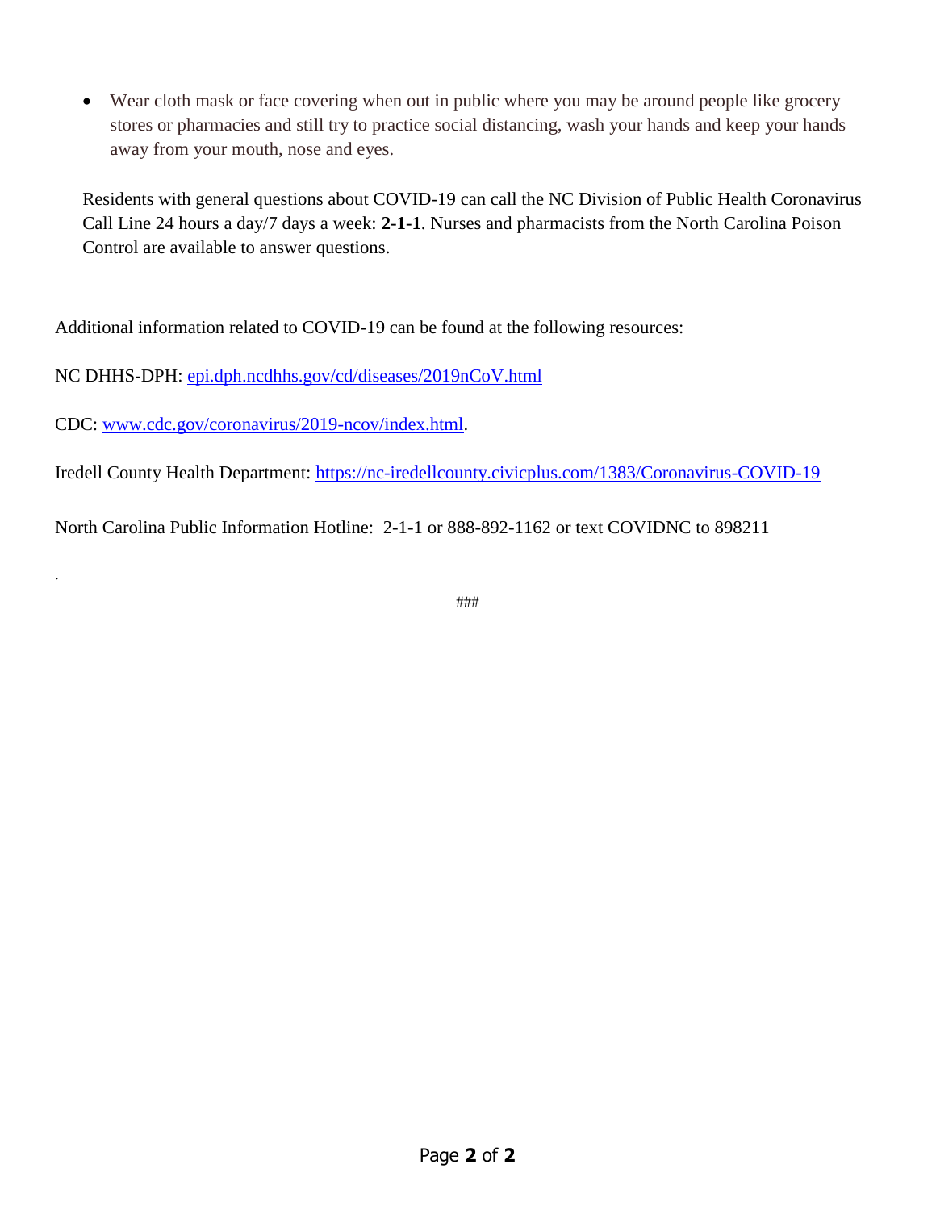- Wear cloth mask or face covering when out in public where you may be around people like grocery stores or pharmacies and still try to practice social distancing, wash your hands and keep your hands away from your mouth, nose and eyes.

Residents with general questions about COVID-19 can call the NC Division of Public Health Coronavirus Call Line 24 hours a day/7 days a week: **2-1-1**. Nurses and pharmacists from the North Carolina Poison Control are available to answer questions.

Additional information related to COVID-19 can be found at the following resources:

NC DHHS-DPH: epi.dph.ncdhhs.gov/cd/diseases/2019nCoV.html

CDC: www.cdc.gov/coronavirus/2019-ncov/index.html.

Iredell County Health Department: https://nc-iredellcounty.civicplus.com/1383/Coronavirus-COVID-19

North Carolina Public Information Hotline: 2-1-1 or 888-892-1162 or text COVIDNC to 898211

.

###